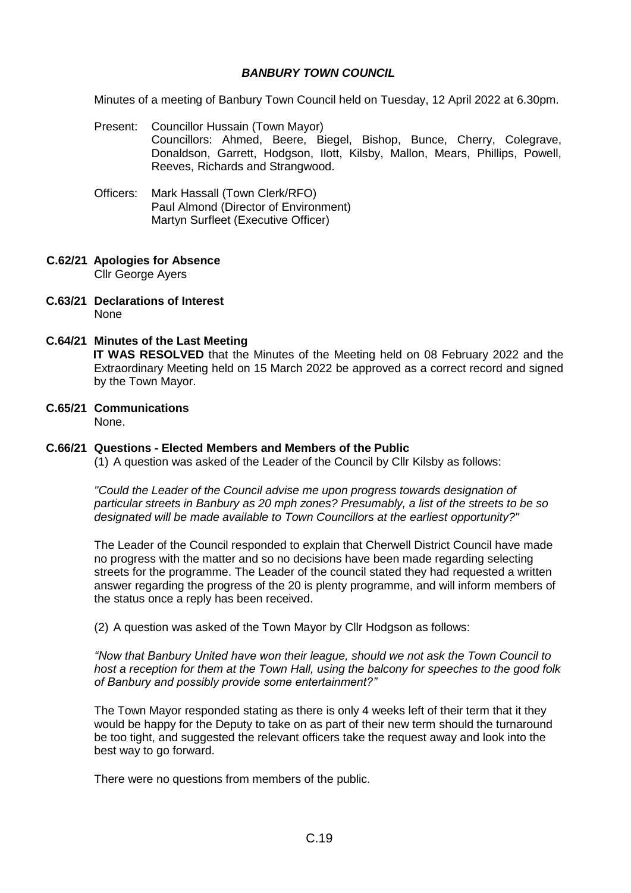***BANBURY TOWN COUNCIL***

Minutes of a meeting of Banbury Town Council held on Tuesday, 12 April 2022 at 6.30pm.

Present: Councillor Hussain (Town Mayor)
Councillors: Ahmed, Beere, Biegel, Bishop, Bunce, Cherry, Colegrave, Donaldson, Garrett, Hodgson, Ilott, Kilsby, Mallon, Mears, Phillips, Powell, Reeves, Richards and Strangwood.

Officers: Mark Hassall (Town Clerk/RFO)
Paul Almond (Director of Environment)
Martyn Surfleet (Executive Officer)

**C.62/21 Apologies for Absence**

Cllr George Ayers

**C.63/21 Declarations of Interest**

None

**C.64/21 Minutes of the Last Meeting**

**IT WAS RESOLVED** that the Minutes of the Meeting held on 08 February 2022 and the Extraordinary Meeting held on 15 March 2022 be approved as a correct record and signed by the Town Mayor.

**C.65/21 Communications**

None.

**C.66/21 Questions - Elected Members and Members of the Public**

(1) A question was asked of the Leader of the Council by Cllr Kilsby as follows:

*"Could the Leader of the Council advise me upon progress towards designation of particular streets in Banbury as 20 mph zones? Presumably, a list of the streets to be so designated will be made available to Town Councillors at the earliest opportunity?"*

The Leader of the Council responded to explain that Cherwell District Council have made no progress with the matter and so no decisions have been made regarding selecting streets for the programme. The Leader of the council stated they had requested a written answer regarding the progress of the 20 is plenty programme, and will inform members of the status once a reply has been received.

(2) A question was asked of the Town Mayor by Cllr Hodgson as follows:

*"Now that Banbury United have won their league, should we not ask the Town Council to host a reception for them at the Town Hall, using the balcony for speeches to the good folk of Banbury and possibly provide some entertainment?"*

The Town Mayor responded stating as there is only 4 weeks left of their term that it they would be happy for the Deputy to take on as part of their new term should the turnaround be too tight, and suggested the relevant officers take the request away and look into the best way to go forward.

There were no questions from members of the public.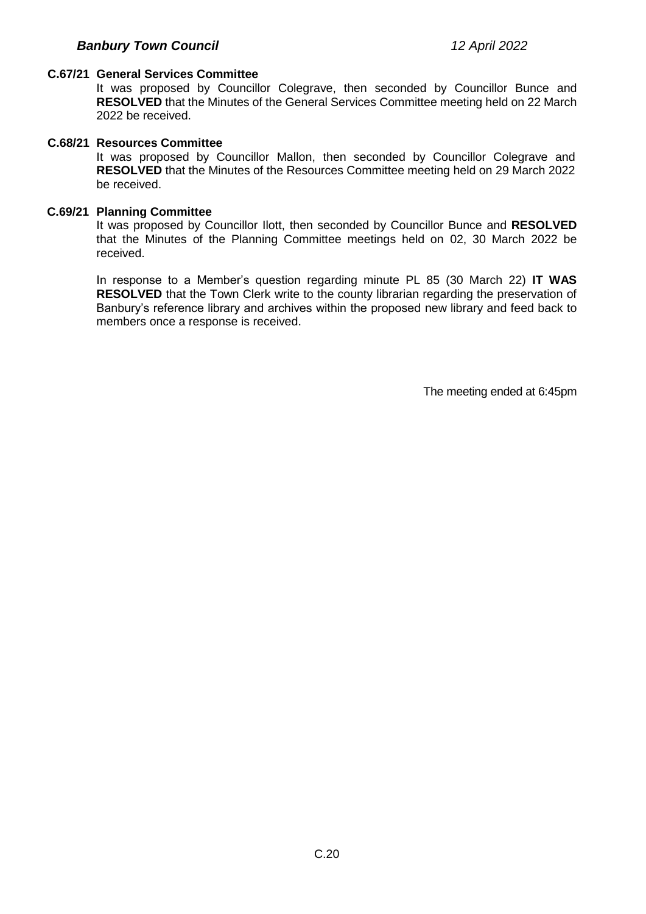**C.67/21 General Services Committee**

It was proposed by Councillor Colegrave, then seconded by Councillor Bunce and **RESOLVED** that the Minutes of the General Services Committee meeting held on 22 March 2022 be received.

**C.68/21 Resources Committee**

It was proposed by Councillor Mallon, then seconded by Councillor Colegrave and **RESOLVED** that the Minutes of the Resources Committee meeting held on 29 March 2022 be received.

**C.69/21 Planning Committee**

It was proposed by Councillor Ilott, then seconded by Councillor Bunce and **RESOLVED** that the Minutes of the Planning Committee meetings held on 02, 30 March 2022 be received.

In response to a Member's question regarding minute PL 85 (30 March 22) **IT WAS RESOLVED** that the Town Clerk write to the county librarian regarding the preservation of Banbury's reference library and archives within the proposed new library and feed back to members once a response is received.

The meeting ended at 6:45pm